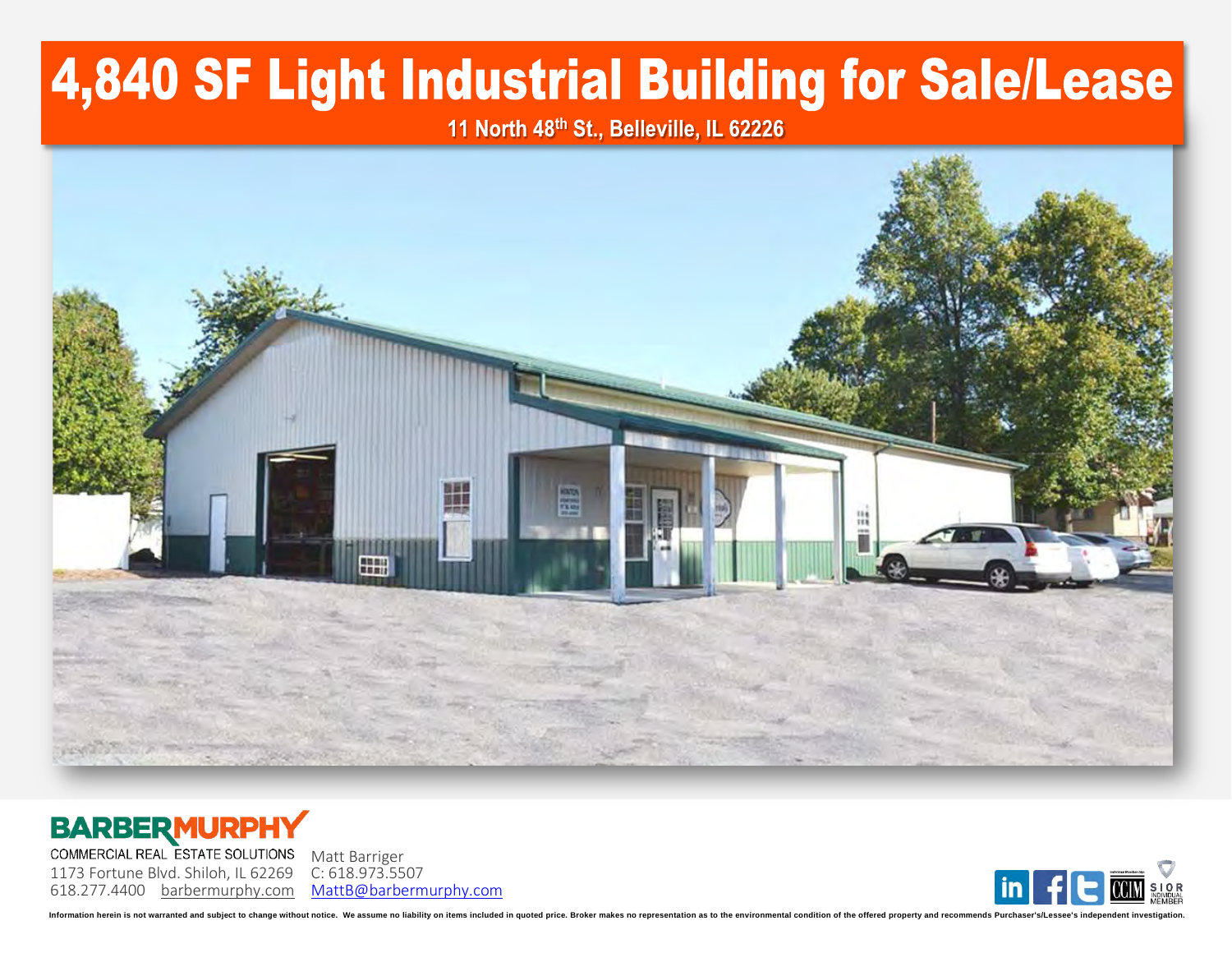# 4,840 SF Light Industrial Building for Sale/Lease

**11 North 48th St., Belleville, IL 62226**

**BARBERMURPHY**
COMMERCIAL REAL ESTATE SOLUTIONS
1173 Fortune Blvd. Shiloh, IL 62269
618.277.4400 barbermurphy.com

Matt Barriger
C: 618.973.5507
MattB@barbermurphy.com

Information herein is not warranted and subject to change without notice. We assume no liability on items included in quoted price. Broker makes no representation as to the environmental condition of the offered property and recommends Purchaser's/Lessee's independent investigation.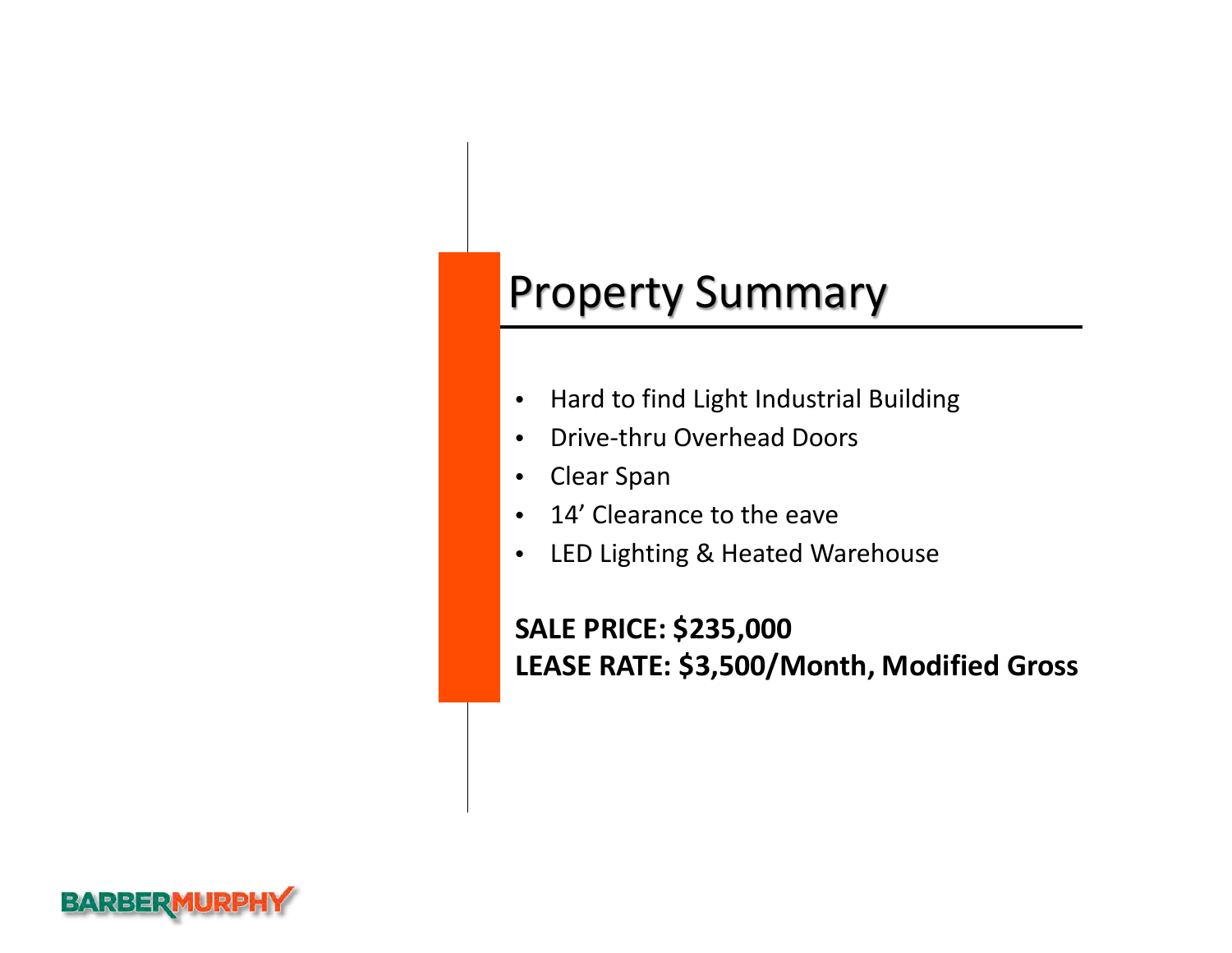# Property Summary

- Hard to find Light Industrial Building
- Drive-thru Overhead Doors
- Clear Span
- 14’ Clearance to the eave
- LED Lighting & Heated Warehouse

**SALE PRICE: $235,000**
**LEASE RATE: $3,500/Month, Modified Gross**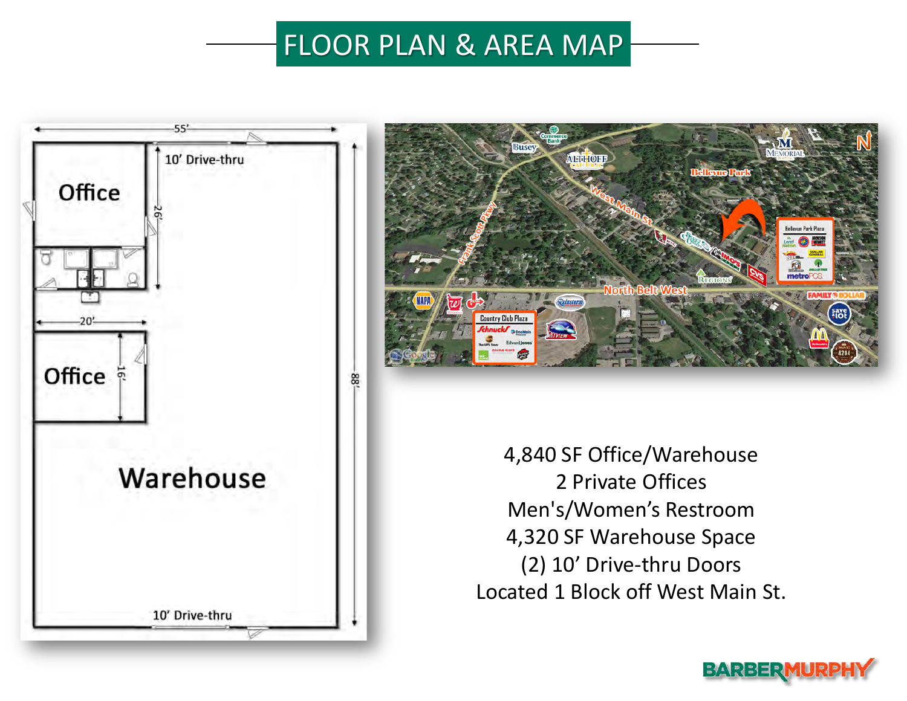# FLOOR PLAN & AREA MAP

4,840 SF Office/Warehouse
2 Private Offices
Men's/Women's Restroom
4,320 SF Warehouse Space
(2) 10' Drive-thru Doors
Located 1 Block off West Main St.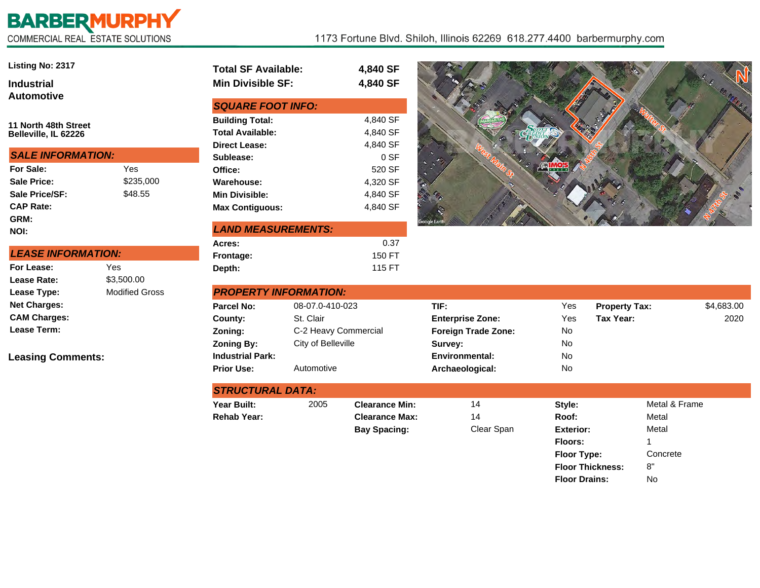**BARBERMURPHY**
COMMERCIAL REAL ESTATE SOLUTIONS

1173 Fortune Blvd. Shiloh, Illinois 62269 618.277.4400 barbermurphy.com

**Listing No: 2317**

## Industrial
## Automotive

**11 North 48th Street**
**Belleville, IL 62226**

| **Total SF Available:** | **4,840 SF** |
|---|---|
| **Min Divisible SF:** | **4,840 SF** |

### SALE INFORMATION:

| | |
|---|---|
| **For Sale:** | Yes |
| **Sale Price:** | $235,000 |
| **Sale Price/SF:** | $48.55 |
| **CAP Rate:** | |
| **GRM:** | |
| **NOI:** | |

### LEASE INFORMATION:

| | |
|---|---|
| **For Lease:** | Yes |
| **Lease Rate:** | $3,500.00 |
| **Lease Type:** | Modified Gross |
| **Net Charges:** | |
| **CAM Charges:** | |
| **Lease Term:** | |

**Leasing Comments:**

### SQUARE FOOT INFO:

| | |
|---|---|
| **Building Total:** | 4,840 SF |
| **Total Available:** | 4,840 SF |
| **Direct Lease:** | 4,840 SF |
| **Sublease:** | 0 SF |
| **Office:** | 520 SF |
| **Warehouse:** | 4,320 SF |
| **Min Divisible:** | 4,840 SF |
| **Max Contiguous:** | 4,840 SF |

### LAND MEASUREMENTS:

| | |
|---|---|
| **Acres:** | 0.37 |
| **Frontage:** | 150 FT |
| **Depth:** | 115 FT |

### PROPERTY INFORMATION:

| | | | | | |
|---|---|---|---|---|---|
| **Parcel No:** | 08-07.0-410-023 | **TIF:** | Yes | **Property Tax:** | $4,683.00 |
| **County:** | St. Clair | **Enterprise Zone:** | Yes | **Tax Year:** | 2020 |
| **Zoning:** | C-2 Heavy Commercial | **Foreign Trade Zone:** | No | | |
| **Zoning By:** | City of Belleville | **Survey:** | No | | |
| **Industrial Park:** | | **Environmental:** | No | | |
| **Prior Use:** | Automotive | **Archaeological:** | No | | |

### STRUCTURAL DATA:

| | | | | | |
|---|---|---|---|---|---|
| **Year Built:** | 2005 | **Clearance Min:** | 14 | **Style:** | Metal & Frame |
| **Rehab Year:** | | **Clearance Max:** | 14 | **Roof:** | Metal |
| | | **Bay Spacing:** | Clear Span | **Exterior:** | Metal |
| | | | | **Floors:** | 1 |
| | | | | **Floor Type:** | Concrete |
| | | | | **Floor Thickness:** | 8" |
| | | | | **Floor Drains:** | No |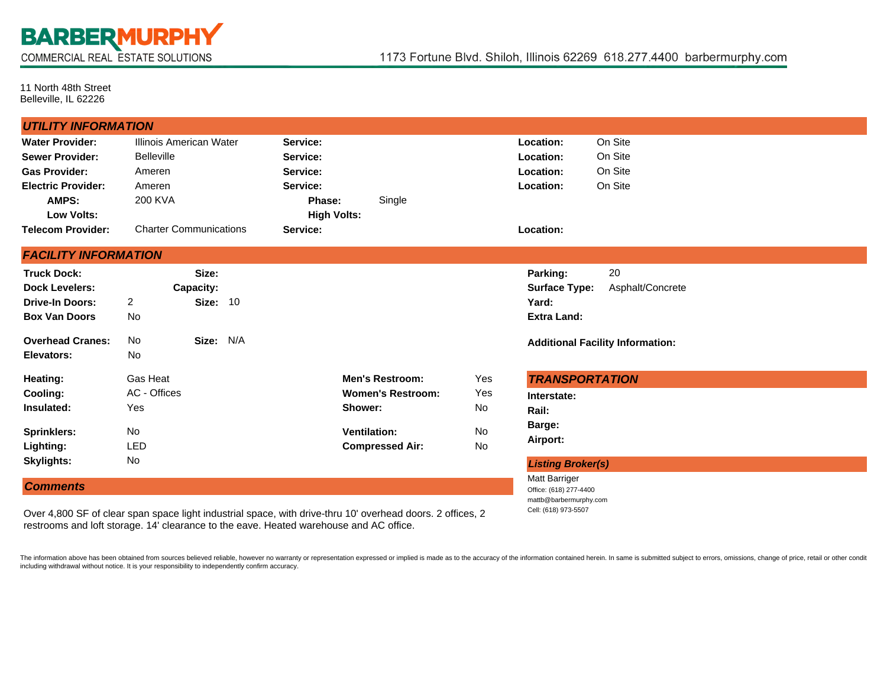**BARBERMURPHY**
COMMERCIAL REAL ESTATE SOLUTIONS

1173 Fortune Blvd. Shiloh, Illinois 62269 618.277.4400 barbermurphy.com

11 North 48th Street
Belleville, IL 62226

## UTILITY INFORMATION

| | | | | | |
|---|---|---|---|---|---|
| **Water Provider:** | Illinois American Water | **Service:** | | **Location:** | On Site |
| **Sewer Provider:** | Belleville | **Service:** | | **Location:** | On Site |
| **Gas Provider:** | Ameren | **Service:** | | **Location:** | On Site |
| **Electric Provider:** | Ameren | **Service:** | | **Location:** | On Site |
| **AMPS:** | 200 KVA | **Phase:** | Single | | |
| **Low Volts:** | | **High Volts:** | | | |
| **Telecom Provider:** | Charter Communications | **Service:** | | **Location:** | |

## FACILITY INFORMATION

| | | | |
|---|---|---|---|
| **Truck Dock:** | | **Size:** | |
| **Dock Levelers:** | | **Capacity:** | |
| **Drive-In Doors:** | 2 | **Size:** | 10 |
| **Box Van Doors** | No | | |
| **Overhead Cranes:** | No | **Size:** | N/A |
| **Elevators:** | No | | |

| | | | |
|---|---|---|---|
| **Heating:** | Gas Heat | **Men's Restroom:** | Yes |
| **Cooling:** | AC - Offices | **Women's Restroom:** | Yes |
| **Insulated:** | Yes | **Shower:** | No |
| **Sprinklers:** | No | **Ventilation:** | No |
| **Lighting:** | LED | **Compressed Air:** | No |
| **Skylights:** | No | | |

| | |
|---|---|
| **Parking:** | 20 |
| **Surface Type:** | Asphalt/Concrete |
| **Yard:** | |
| **Extra Land:** | |

**Additional Facility Information:**

## TRANSPORTATION

**Interstate:**
**Rail:**
**Barge:**
**Airport:**

### Listing Broker(s)

Matt Barriger
Office: (618) 277-4400
mattb@barbermurphy.com
Cell: (618) 973-5507

## Comments

Over 4,800 SF of clear span space light industrial space, with drive-thru 10' overhead doors. 2 offices, 2 restrooms and loft storage. 14' clearance to the eave. Heated warehouse and AC office.

The information above has been obtained from sources believed reliable, however no warranty or representation expressed or implied is made as to the accuracy of the information contained herein. In same is submitted subject to errors, omissions, change of price, retail or other condit including withdrawal without notice. It is your responsibility to independently confirm accuracy.